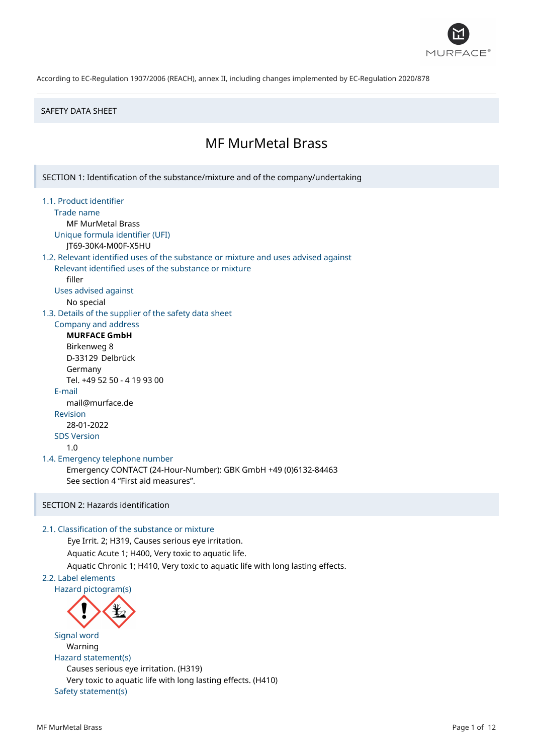According to EC-Regulation 1907/2006 (REACH), annex II, including changes implemented by EC-Regulation 2020/878

SAFETY DATA SHEET

# MF MurMetal Brass

## SECTION 1: Identification of the substance/mixture and of the company/undertaking

### 1.1. Product identifier

Trade name

MF MurMetal Brass

Unique formula identifier (UFI)

JT69-30K4-M00F-X5HU

### 1.2. Relevant identified uses of the substance or mixture and uses advised against

Relevant identified uses of the substance or mixture

filler

Uses advised against

No special

### 1.3. Details of the supplier of the safety data sheet

Company and address

**MURFACE GmbH**
Birkenweg 8
D-33129 Delbrück
Germany
Tel. +49 52 50 - 4 19 93 00

E-mail

mail@murface.de

Revision

28-01-2022

SDS Version

1.0

### 1.4. Emergency telephone number

Emergency CONTACT (24-Hour-Number): GBK GmbH +49 (0)6132-84463
See section 4 "First aid measures".

## SECTION 2: Hazards identification

### 2.1. Classification of the substance or mixture

Eye Irrit. 2; H319, Causes serious eye irritation.
Aquatic Acute 1; H400, Very toxic to aquatic life.
Aquatic Chronic 1; H410, Very toxic to aquatic life with long lasting effects.

### 2.2. Label elements

Hazard pictogram(s)

Signal word

Warning

Hazard statement(s)

Causes serious eye irritation. (H319)
Very toxic to aquatic life with long lasting effects. (H410)

Safety statement(s)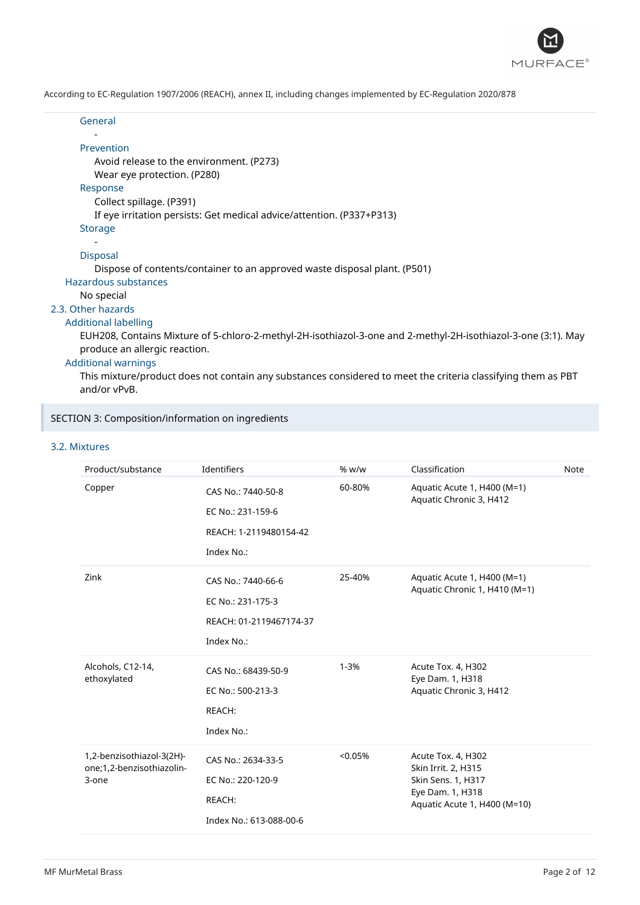According to EC-Regulation 1907/2006 (REACH), annex II, including changes implemented by EC-Regulation 2020/878

#### General
-

#### Prevention
Avoid release to the environment. (P273)
Wear eye protection. (P280)

#### Response
Collect spillage. (P391)
If eye irritation persists: Get medical advice/attention. (P337+P313)

#### Storage
-

#### Disposal
Dispose of contents/container to an approved waste disposal plant. (P501)

### Hazardous substances
No special

## 2.3. Other hazards

### Additional labelling
EUH208, Contains Mixture of 5-chloro-2-methyl-2H-isothiazol-3-one and 2-methyl-2H-isothiazol-3-one (3:1). May produce an allergic reaction.

### Additional warnings
This mixture/product does not contain any substances considered to meet the criteria classifying them as PBT and/or vPvB.

# SECTION 3: Composition/information on ingredients

## 3.2. Mixtures

| Product/substance | Identifiers | % w/w | Classification | Note |
|---|---|---|---|---|
| Copper | CAS No.: 7440-50-8<br>EC No.: 231-159-6<br>REACH: 1-2119480154-42<br>Index No.: | 60-80% | Aquatic Acute 1, H400 (M=1)<br>Aquatic Chronic 3, H412 | |
| Zink | CAS No.: 7440-66-6<br>EC No.: 231-175-3<br>REACH: 01-2119467174-37<br>Index No.: | 25-40% | Aquatic Acute 1, H400 (M=1)<br>Aquatic Chronic 1, H410 (M=1) | |
| Alcohols, C12-14, ethoxylated | CAS No.: 68439-50-9<br>EC No.: 500-213-3<br>REACH:<br>Index No.: | 1-3% | Acute Tox. 4, H302<br>Eye Dam. 1, H318<br>Aquatic Chronic 3, H412 | |
| 1,2-benzisothiazol-3(2H)-one;1,2-benzisothiazolin-3-one | CAS No.: 2634-33-5<br>EC No.: 220-120-9<br>REACH:<br>Index No.: 613-088-00-6 | <0.05% | Acute Tox. 4, H302<br>Skin Irrit. 2, H315<br>Skin Sens. 1, H317<br>Eye Dam. 1, H318<br>Aquatic Acute 1, H400 (M=10) | |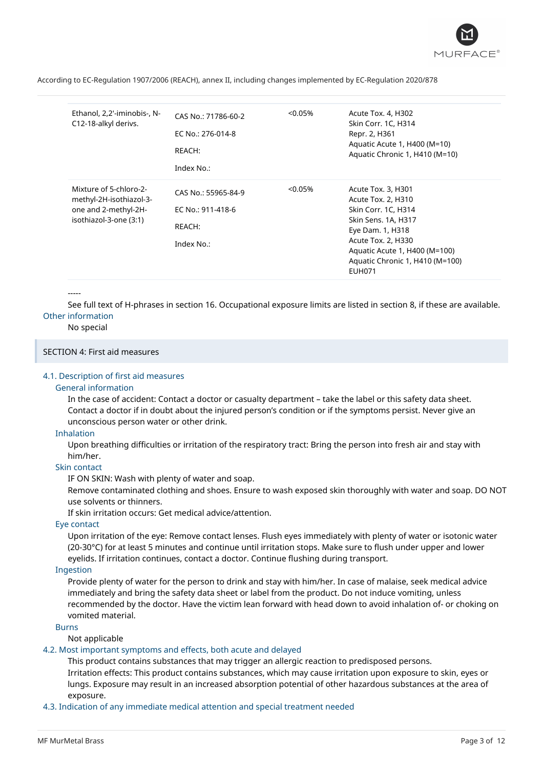| | | | |
|---|---|---|---|
| Ethanol, 2,2'-iminobis-, N-C12-18-alkyl derivs. | CAS No.: 71786-60-2<br><br>EC No.: 276-014-8<br><br>REACH:<br><br>Index No.: | <0.05% | Acute Tox. 4, H302<br>Skin Corr. 1C, H314<br>Repr. 2, H361<br>Aquatic Acute 1, H400 (M=10)<br>Aquatic Chronic 1, H410 (M=10) |
| Mixture of 5-chloro-2-methyl-2H-isothiazol-3-one and 2-methyl-2H-isothiazol-3-one (3:1) | CAS No.: 55965-84-9<br><br>EC No.: 911-418-6<br><br>REACH:<br><br>Index No.: | <0.05% | Acute Tox. 3, H301<br>Acute Tox. 2, H310<br>Skin Corr. 1C, H314<br>Skin Sens. 1A, H317<br>Eye Dam. 1, H318<br>Acute Tox. 2, H330<br>Aquatic Acute 1, H400 (M=100)<br>Aquatic Chronic 1, H410 (M=100)<br>EUH071 |

-----

See full text of H-phrases in section 16. Occupational exposure limits are listed in section 8, if these are available.

### Other information

No special

## SECTION 4: First aid measures

### 4.1. Description of first aid measures

#### General information

In the case of accident: Contact a doctor or casualty department – take the label or this safety data sheet. Contact a doctor if in doubt about the injured person's condition or if the symptoms persist. Never give an unconscious person water or other drink.

#### Inhalation

Upon breathing difficulties or irritation of the respiratory tract: Bring the person into fresh air and stay with him/her.

#### Skin contact

IF ON SKIN: Wash with plenty of water and soap.

Remove contaminated clothing and shoes. Ensure to wash exposed skin thoroughly with water and soap. DO NOT use solvents or thinners.

If skin irritation occurs: Get medical advice/attention.

#### Eye contact

Upon irritation of the eye: Remove contact lenses. Flush eyes immediately with plenty of water or isotonic water (20-30°C) for at least 5 minutes and continue until irritation stops. Make sure to flush under upper and lower eyelids. If irritation continues, contact a doctor. Continue flushing during transport.

#### Ingestion

Provide plenty of water for the person to drink and stay with him/her. In case of malaise, seek medical advice immediately and bring the safety data sheet or label from the product. Do not induce vomiting, unless recommended by the doctor. Have the victim lean forward with head down to avoid inhalation of- or choking on vomited material.

#### Burns

Not applicable

### 4.2. Most important symptoms and effects, both acute and delayed

This product contains substances that may trigger an allergic reaction to predisposed persons.

Irritation effects: This product contains substances, which may cause irritation upon exposure to skin, eyes or lungs. Exposure may result in an increased absorption potential of other hazardous substances at the area of exposure.

### 4.3. Indication of any immediate medical attention and special treatment needed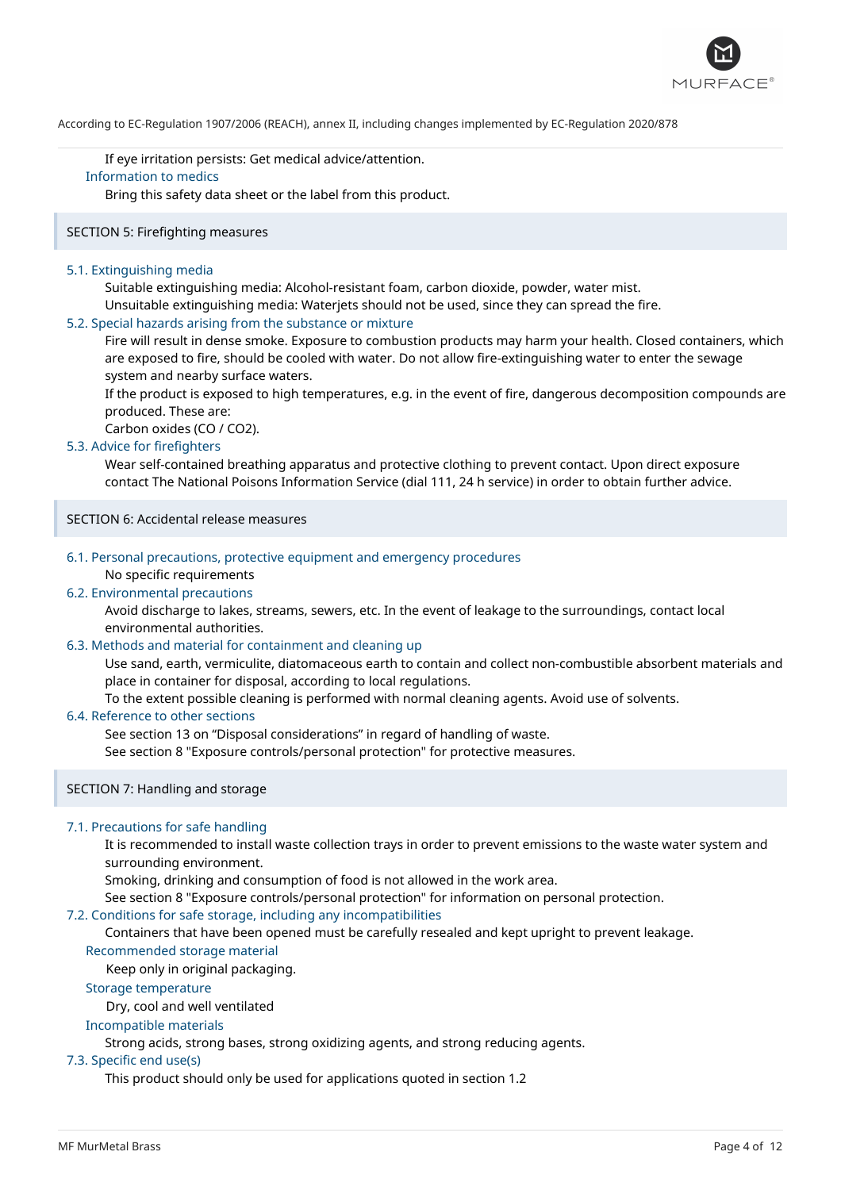If eye irritation persists: Get medical advice/attention.

**Information to medics**

Bring this safety data sheet or the label from this product.

## SECTION 5: Firefighting measures

### 5.1. Extinguishing media

Suitable extinguishing media: Alcohol-resistant foam, carbon dioxide, powder, water mist.
Unsuitable extinguishing media: Waterjets should not be used, since they can spread the fire.

### 5.2. Special hazards arising from the substance or mixture

Fire will result in dense smoke. Exposure to combustion products may harm your health. Closed containers, which are exposed to fire, should be cooled with water. Do not allow fire-extinguishing water to enter the sewage system and nearby surface waters.
If the product is exposed to high temperatures, e.g. in the event of fire, dangerous decomposition compounds are produced. These are:
Carbon oxides (CO / $CO_2$).

### 5.3. Advice for firefighters

Wear self-contained breathing apparatus and protective clothing to prevent contact. Upon direct exposure contact The National Poisons Information Service (dial 111, 24 h service) in order to obtain further advice.

## SECTION 6: Accidental release measures

### 6.1. Personal precautions, protective equipment and emergency procedures

No specific requirements

### 6.2. Environmental precautions

Avoid discharge to lakes, streams, sewers, etc. In the event of leakage to the surroundings, contact local environmental authorities.

### 6.3. Methods and material for containment and cleaning up

Use sand, earth, vermiculite, diatomaceous earth to contain and collect non-combustible absorbent materials and place in container for disposal, according to local regulations.
To the extent possible cleaning is performed with normal cleaning agents. Avoid use of solvents.

### 6.4. Reference to other sections

See section 13 on "Disposal considerations" in regard of handling of waste.
See section 8 "Exposure controls/personal protection" for protective measures.

## SECTION 7: Handling and storage

### 7.1. Precautions for safe handling

It is recommended to install waste collection trays in order to prevent emissions to the waste water system and surrounding environment.
Smoking, drinking and consumption of food is not allowed in the work area.
See section 8 "Exposure controls/personal protection" for information on personal protection.

### 7.2. Conditions for safe storage, including any incompatibilities

Containers that have been opened must be carefully resealed and kept upright to prevent leakage.

**Recommended storage material**

Keep only in original packaging.

**Storage temperature**

Dry, cool and well ventilated

**Incompatible materials**

Strong acids, strong bases, strong oxidizing agents, and strong reducing agents.

### 7.3. Specific end use(s)

This product should only be used for applications quoted in section 1.2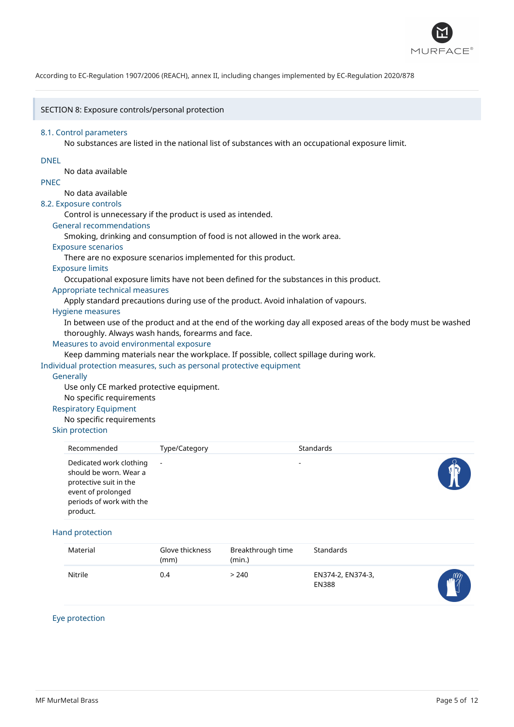According to EC-Regulation 1907/2006 (REACH), annex II, including changes implemented by EC-Regulation 2020/878

## SECTION 8: Exposure controls/personal protection

### 8.1. Control parameters

No substances are listed in the national list of substances with an occupational exposure limit.

#### DNEL

No data available

#### PNEC

No data available

### 8.2. Exposure controls

Control is unnecessary if the product is used as intended.

#### General recommendations

Smoking, drinking and consumption of food is not allowed in the work area.

#### Exposure scenarios

There are no exposure scenarios implemented for this product.

#### Exposure limits

Occupational exposure limits have not been defined for the substances in this product.

#### Appropriate technical measures

Apply standard precautions during use of the product. Avoid inhalation of vapours.

#### Hygiene measures

In between use of the product and at the end of the working day all exposed areas of the body must be washed thoroughly. Always wash hands, forearms and face.

#### Measures to avoid environmental exposure

Keep damming materials near the workplace. If possible, collect spillage during work.

### Individual protection measures, such as personal protective equipment

#### Generally

Use only CE marked protective equipment.

No specific requirements

#### Respiratory Equipment

No specific requirements

#### Skin protection

| Recommended | Type/Category | Standards |
|---|---|---|
| Dedicated work clothing should be worn. Wear a protective suit in the event of prolonged periods of work with the product. | - | - |

#### Hand protection

| Material | Glove thickness (mm) | Breakthrough time (min.) | Standards |
|---|---|---|---|
| Nitrile | 0.4 | > 240 | EN374-2, EN374-3, EN388 |

#### Eye protection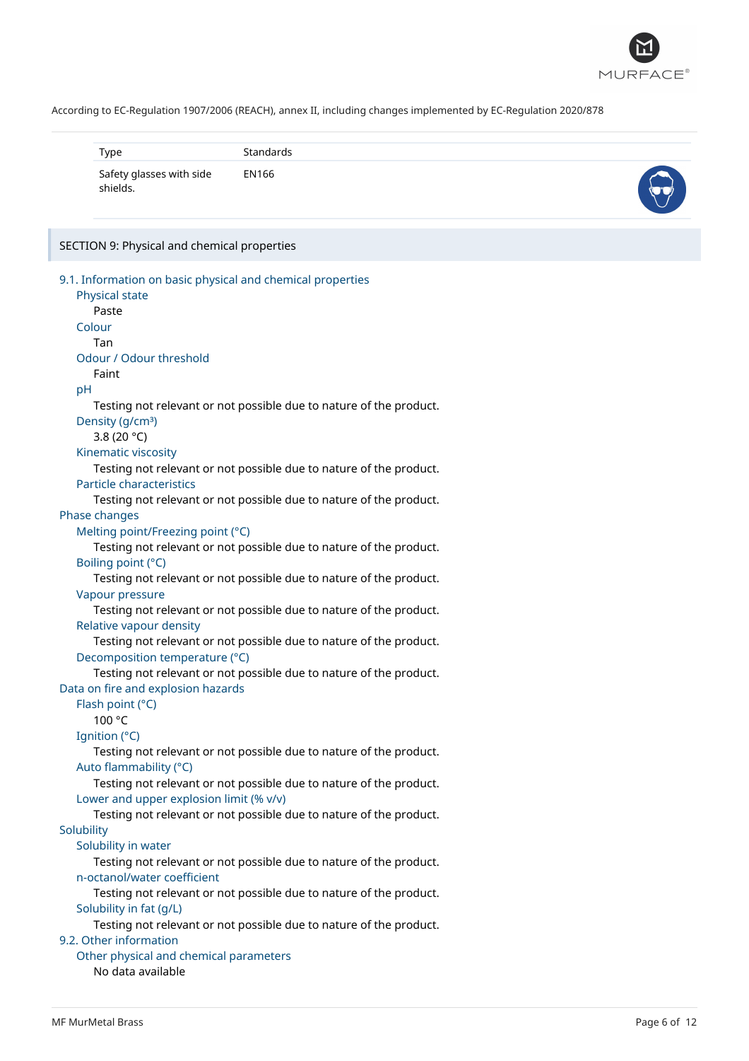According to EC-Regulation 1907/2006 (REACH), annex II, including changes implemented by EC-Regulation 2020/878

| Type | Standards |
| --- | --- |
| Safety glasses with side shields. | EN166 |

## SECTION 9: Physical and chemical properties

### 9.1. Information on basic physical and chemical properties

Physical state
Paste

Colour
Tan

Odour / Odour threshold
Faint

pH
Testing not relevant or not possible due to nature of the product.

Density (g/cm³)
3.8 (20 °C)

Kinematic viscosity
Testing not relevant or not possible due to nature of the product.

Particle characteristics
Testing not relevant or not possible due to nature of the product.

**Phase changes**

Melting point/Freezing point (°C)
Testing not relevant or not possible due to nature of the product.

Boiling point (°C)
Testing not relevant or not possible due to nature of the product.

Vapour pressure
Testing not relevant or not possible due to nature of the product.

Relative vapour density
Testing not relevant or not possible due to nature of the product.

Decomposition temperature (°C)
Testing not relevant or not possible due to nature of the product.

**Data on fire and explosion hazards**

Flash point (°C)
100 °C

Ignition (°C)
Testing not relevant or not possible due to nature of the product.

Auto flammability (°C)
Testing not relevant or not possible due to nature of the product.

Lower and upper explosion limit (% v/v)
Testing not relevant or not possible due to nature of the product.

**Solubility**

Solubility in water
Testing not relevant or not possible due to nature of the product.

n-octanol/water coefficient
Testing not relevant or not possible due to nature of the product.

Solubility in fat (g/L)
Testing not relevant or not possible due to nature of the product.

### 9.2. Other information

Other physical and chemical parameters
No data available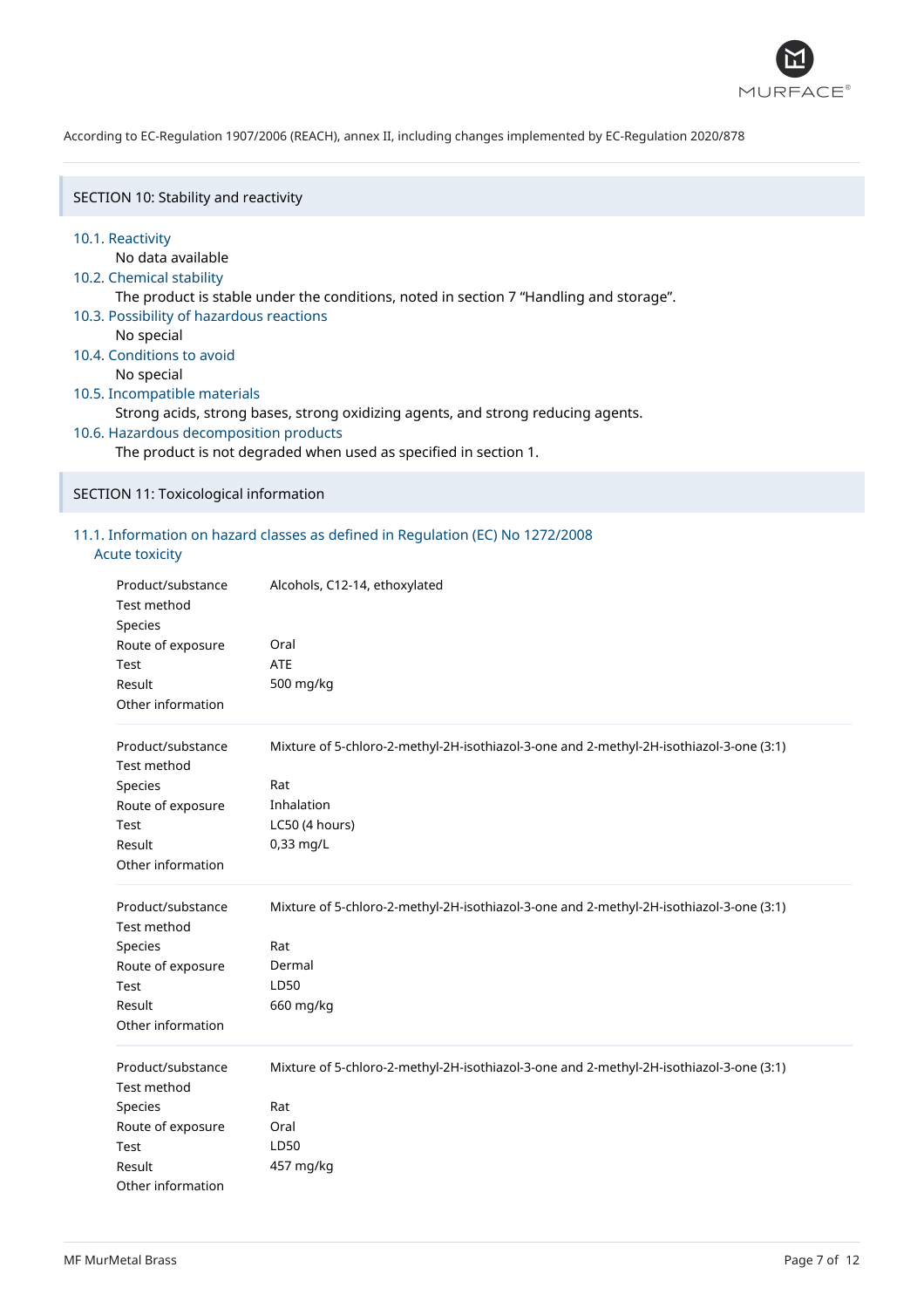According to EC-Regulation 1907/2006 (REACH), annex II, including changes implemented by EC-Regulation 2020/878

## SECTION 10: Stability and reactivity

### 10.1. Reactivity

No data available

### 10.2. Chemical stability

The product is stable under the conditions, noted in section 7 “Handling and storage”.

### 10.3. Possibility of hazardous reactions

No special

### 10.4. Conditions to avoid

No special

### 10.5. Incompatible materials

Strong acids, strong bases, strong oxidizing agents, and strong reducing agents.

### 10.6. Hazardous decomposition products

The product is not degraded when used as specified in section 1.

## SECTION 11: Toxicological information

### 11.1. Information on hazard classes as defined in Regulation (EC) No 1272/2008

#### Acute toxicity

| | |
|---|---|
| Product/substance | Alcohols, C12-14, ethoxylated |
| Test method | |
| Species | |
| Route of exposure | Oral |
| Test | ATE |
| Result | 500 mg/kg |
| Other information | |

| | |
|---|---|
| Product/substance | Mixture of 5-chloro-2-methyl-2H-isothiazol-3-one and 2-methyl-2H-isothiazol-3-one (3:1) |
| Test method | |
| Species | Rat |
| Route of exposure | Inhalation |
| Test | LC50 (4 hours) |
| Result | 0,33 mg/L |
| Other information | |

| | |
|---|---|
| Product/substance | Mixture of 5-chloro-2-methyl-2H-isothiazol-3-one and 2-methyl-2H-isothiazol-3-one (3:1) |
| Test method | |
| Species | Rat |
| Route of exposure | Dermal |
| Test | LD50 |
| Result | 660 mg/kg |
| Other information | |

| | |
|---|---|
| Product/substance | Mixture of 5-chloro-2-methyl-2H-isothiazol-3-one and 2-methyl-2H-isothiazol-3-one (3:1) |
| Test method | |
| Species | Rat |
| Route of exposure | Oral |
| Test | LD50 |
| Result | 457 mg/kg |
| Other information | |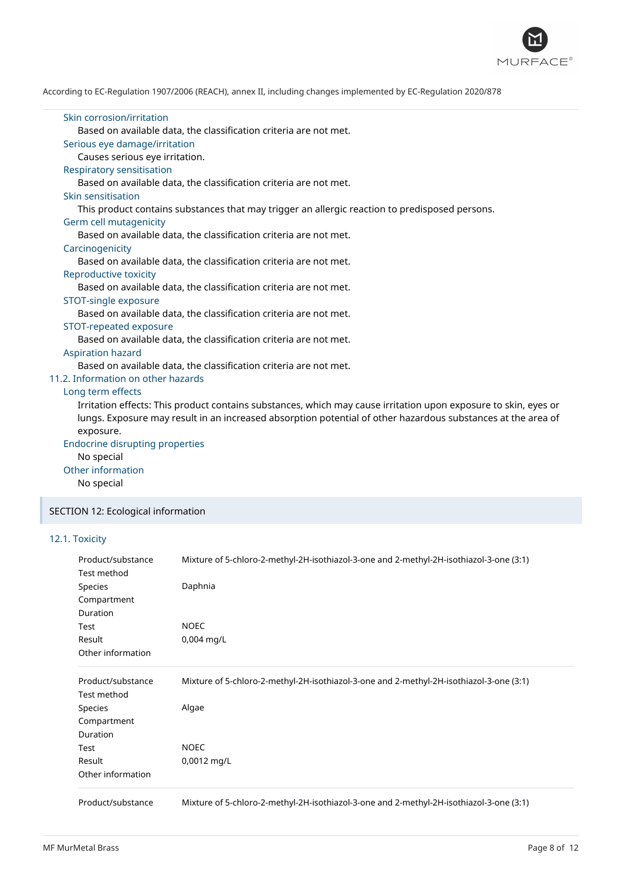### Skin corrosion/irritation

Based on available data, the classification criteria are not met.

### Serious eye damage/irritation

Causes serious eye irritation.

### Respiratory sensitisation

Based on available data, the classification criteria are not met.

### Skin sensitisation

This product contains substances that may trigger an allergic reaction to predisposed persons.

### Germ cell mutagenicity

Based on available data, the classification criteria are not met.

### Carcinogenicity

Based on available data, the classification criteria are not met.

### Reproductive toxicity

Based on available data, the classification criteria are not met.

### STOT-single exposure

Based on available data, the classification criteria are not met.

### STOT-repeated exposure

Based on available data, the classification criteria are not met.

### Aspiration hazard

Based on available data, the classification criteria are not met.

## 11.2. Information on other hazards

### Long term effects

Irritation effects: This product contains substances, which may cause irritation upon exposure to skin, eyes or lungs. Exposure may result in an increased absorption potential of other hazardous substances at the area of exposure.

### Endocrine disrupting properties

No special

### Other information

No special

# SECTION 12: Ecological information

## 12.1. Toxicity

| | |
|---|---|
| Product/substance | Mixture of 5-chloro-2-methyl-2H-isothiazol-3-one and 2-methyl-2H-isothiazol-3-one (3:1) |
| Test method | |
| Species | Daphnia |
| Compartment | |
| Duration | |
| Test | NOEC |
| Result | 0,004 mg/L |
| Other information | |

| | |
|---|---|
| Product/substance | Mixture of 5-chloro-2-methyl-2H-isothiazol-3-one and 2-methyl-2H-isothiazol-3-one (3:1) |
| Test method | |
| Species | Algae |
| Compartment | |
| Duration | |
| Test | NOEC |
| Result | 0,0012 mg/L |
| Other information | |

| | |
|---|---|
| Product/substance | Mixture of 5-chloro-2-methyl-2H-isothiazol-3-one and 2-methyl-2H-isothiazol-3-one (3:1) |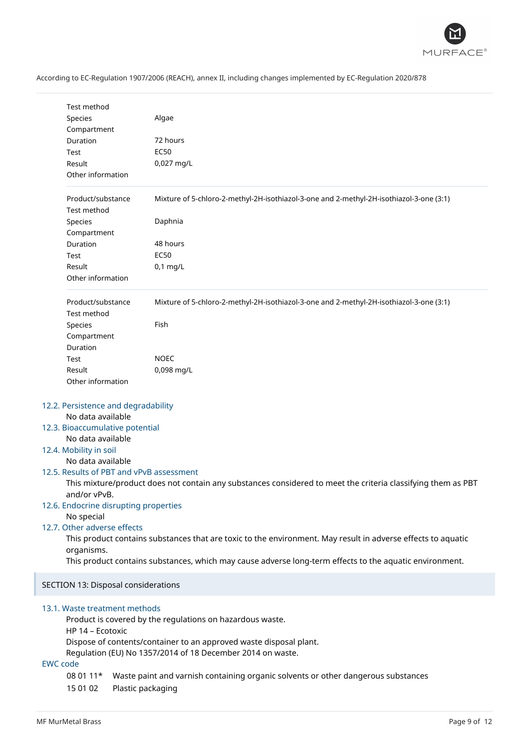| | |
|---|---|
| Test method | |
| Species | Algae |
| Compartment | |
| Duration | 72 hours |
| Test | EC50 |
| Result | 0,027 mg/L |
| Other information | |

| | |
|---|---|
| Product/substance | Mixture of 5-chloro-2-methyl-2H-isothiazol-3-one and 2-methyl-2H-isothiazol-3-one (3:1) |
| Test method | |
| Species | Daphnia |
| Compartment | |
| Duration | 48 hours |
| Test | EC50 |
| Result | 0,1 mg/L |
| Other information | |

| | |
|---|---|
| Product/substance | Mixture of 5-chloro-2-methyl-2H-isothiazol-3-one and 2-methyl-2H-isothiazol-3-one (3:1) |
| Test method | |
| Species | Fish |
| Compartment | |
| Duration | |
| Test | NOEC |
| Result | 0,098 mg/L |
| Other information | |

### 12.2. Persistence and degradability

No data available

### 12.3. Bioaccumulative potential

No data available

### 12.4. Mobility in soil

No data available

### 12.5. Results of PBT and vPvB assessment

This mixture/product does not contain any substances considered to meet the criteria classifying them as PBT and/or vPvB.

### 12.6. Endocrine disrupting properties

No special

### 12.7. Other adverse effects

This product contains substances that are toxic to the environment. May result in adverse effects to aquatic organisms.

This product contains substances, which may cause adverse long-term effects to the aquatic environment.

## SECTION 13: Disposal considerations

### 13.1. Waste treatment methods

Product is covered by the regulations on hazardous waste.

HP 14 – Ecotoxic

Dispose of contents/container to an approved waste disposal plant.

Regulation (EU) No 1357/2014 of 18 December 2014 on waste.

### EWC code

| | |
|---|---|
| 08 01 11* | Waste paint and varnish containing organic solvents or other dangerous substances |
| 15 01 02 | Plastic packaging |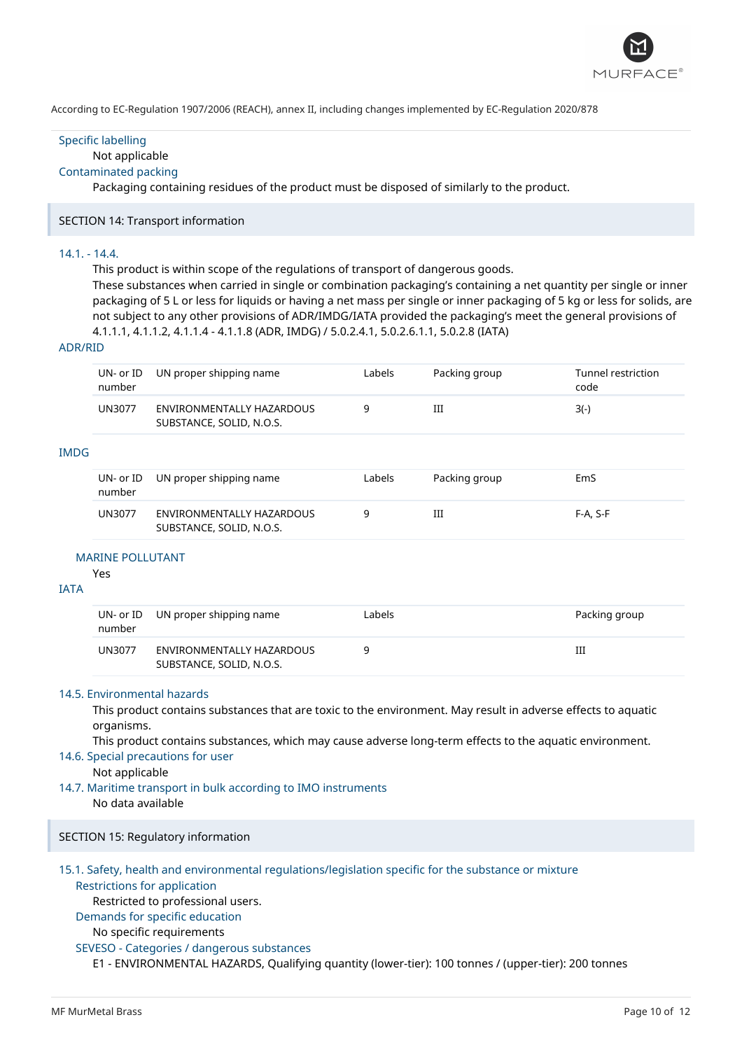According to EC-Regulation 1907/2006 (REACH), annex II, including changes implemented by EC-Regulation 2020/878

Specific labelling

Not applicable

Contaminated packing

Packaging containing residues of the product must be disposed of similarly to the product.

## SECTION 14: Transport information

### 14.1. - 14.4.

This product is within scope of the regulations of transport of dangerous goods.

These substances when carried in single or combination packaging's containing a net quantity per single or inner packaging of 5 L or less for liquids or having a net mass per single or inner packaging of 5 kg or less for solids, are not subject to any other provisions of ADR/IMDG/IATA provided the packaging's meet the general provisions of 4.1.1.1, 4.1.1.2, 4.1.1.4 - 4.1.1.8 (ADR, IMDG) / 5.0.2.4.1, 5.0.2.6.1.1, 5.0.2.8 (IATA)

ADR/RID

| UN- or ID number | UN proper shipping name | Labels | Packing group | Tunnel restriction code |
|---|---|---|---|---|
| UN3077 | ENVIRONMENTALLY HAZARDOUS SUBSTANCE, SOLID, N.O.S. | 9 | III | 3(-) |

IMDG

| UN- or ID number | UN proper shipping name | Labels | Packing group | EmS |
|---|---|---|---|---|
| UN3077 | ENVIRONMENTALLY HAZARDOUS SUBSTANCE, SOLID, N.O.S. | 9 | III | F-A, S-F |

MARINE POLLUTANT

Yes

IATA

| UN- or ID number | UN proper shipping name | Labels | Packing group |
|---|---|---|---|
| UN3077 | ENVIRONMENTALLY HAZARDOUS SUBSTANCE, SOLID, N.O.S. | 9 | III |

### 14.5. Environmental hazards

This product contains substances that are toxic to the environment. May result in adverse effects to aquatic organisms.

This product contains substances, which may cause adverse long-term effects to the aquatic environment.

### 14.6. Special precautions for user

Not applicable

### 14.7. Maritime transport in bulk according to IMO instruments

No data available

## SECTION 15: Regulatory information

### 15.1. Safety, health and environmental regulations/legislation specific for the substance or mixture

Restrictions for application

Restricted to professional users.

Demands for specific education

No specific requirements

SEVESO - Categories / dangerous substances

E1 - ENVIRONMENTAL HAZARDS, Qualifying quantity (lower-tier): 100 tonnes / (upper-tier): 200 tonnes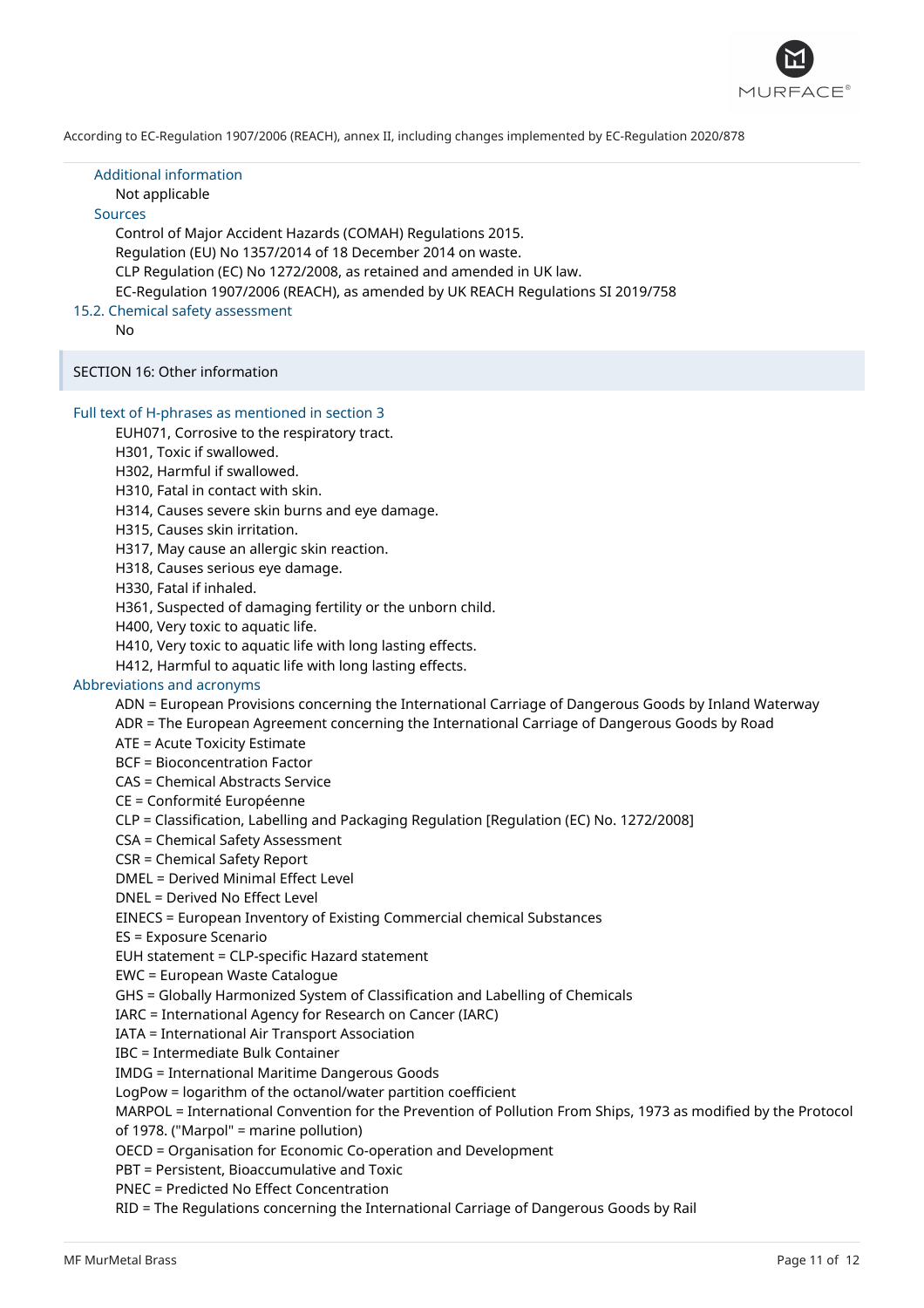According to EC-Regulation 1907/2006 (REACH), annex II, including changes implemented by EC-Regulation 2020/878

### Additional information

Not applicable

### Sources

Control of Major Accident Hazards (COMAH) Regulations 2015.
Regulation (EU) No 1357/2014 of 18 December 2014 on waste.
CLP Regulation (EC) No 1272/2008, as retained and amended in UK law.
EC-Regulation 1907/2006 (REACH), as amended by UK REACH Regulations SI 2019/758

### 15.2. Chemical safety assessment

No

## SECTION 16: Other information

### Full text of H-phrases as mentioned in section 3

EUH071, Corrosive to the respiratory tract.
H301, Toxic if swallowed.
H302, Harmful if swallowed.
H310, Fatal in contact with skin.
H314, Causes severe skin burns and eye damage.
H315, Causes skin irritation.
H317, May cause an allergic skin reaction.
H318, Causes serious eye damage.
H330, Fatal if inhaled.
H361, Suspected of damaging fertility or the unborn child.
H400, Very toxic to aquatic life.
H410, Very toxic to aquatic life with long lasting effects.
H412, Harmful to aquatic life with long lasting effects.

### Abbreviations and acronyms

ADN = European Provisions concerning the International Carriage of Dangerous Goods by Inland Waterway
ADR = The European Agreement concerning the International Carriage of Dangerous Goods by Road
ATE = Acute Toxicity Estimate
BCF = Bioconcentration Factor
CAS = Chemical Abstracts Service
CE = Conformité Européenne
CLP = Classification, Labelling and Packaging Regulation [Regulation (EC) No. 1272/2008]
CSA = Chemical Safety Assessment
CSR = Chemical Safety Report
DMEL = Derived Minimal Effect Level
DNEL = Derived No Effect Level
EINECS = European Inventory of Existing Commercial chemical Substances
ES = Exposure Scenario
EUH statement = CLP-specific Hazard statement
EWC = European Waste Catalogue
GHS = Globally Harmonized System of Classification and Labelling of Chemicals
IARC = International Agency for Research on Cancer (IARC)
IATA = International Air Transport Association
IBC = Intermediate Bulk Container
IMDG = International Maritime Dangerous Goods
LogPow = logarithm of the octanol/water partition coefficient
MARPOL = International Convention for the Prevention of Pollution From Ships, 1973 as modified by the Protocol of 1978. ("Marpol" = marine pollution)
OECD = Organisation for Economic Co-operation and Development
PBT = Persistent, Bioaccumulative and Toxic
PNEC = Predicted No Effect Concentration
RID = The Regulations concerning the International Carriage of Dangerous Goods by Rail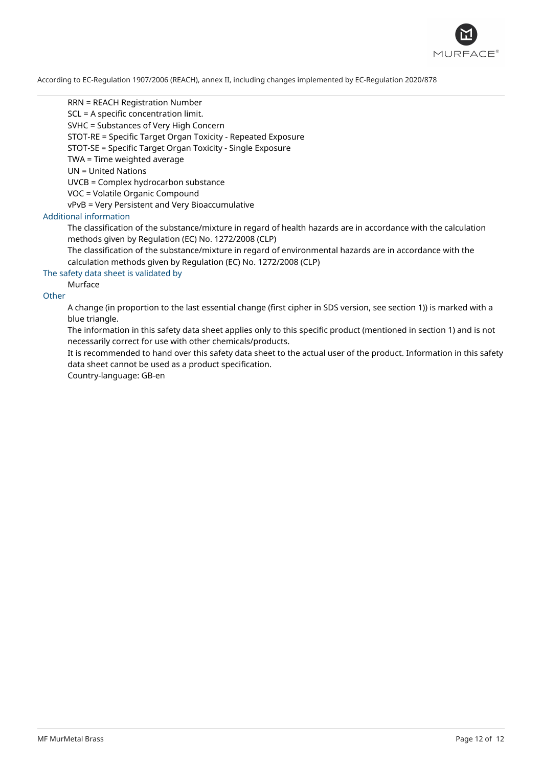RRN = REACH Registration Number
SCL = A specific concentration limit.
SVHC = Substances of Very High Concern
STOT-RE = Specific Target Organ Toxicity - Repeated Exposure
STOT-SE = Specific Target Organ Toxicity - Single Exposure
TWA = Time weighted average
UN = United Nations
UVCB = Complex hydrocarbon substance
VOC = Volatile Organic Compound
vPvB = Very Persistent and Very Bioaccumulative

### Additional information

The classification of the substance/mixture in regard of health hazards are in accordance with the calculation methods given by Regulation (EC) No. 1272/2008 (CLP)
The classification of the substance/mixture in regard of environmental hazards are in accordance with the calculation methods given by Regulation (EC) No. 1272/2008 (CLP)

### The safety data sheet is validated by

Murface

### Other

A change (in proportion to the last essential change (first cipher in SDS version, see section 1)) is marked with a blue triangle.
The information in this safety data sheet applies only to this specific product (mentioned in section 1) and is not necessarily correct for use with other chemicals/products.
It is recommended to hand over this safety data sheet to the actual user of the product. Information in this safety data sheet cannot be used as a product specification.
Country-language: GB-en